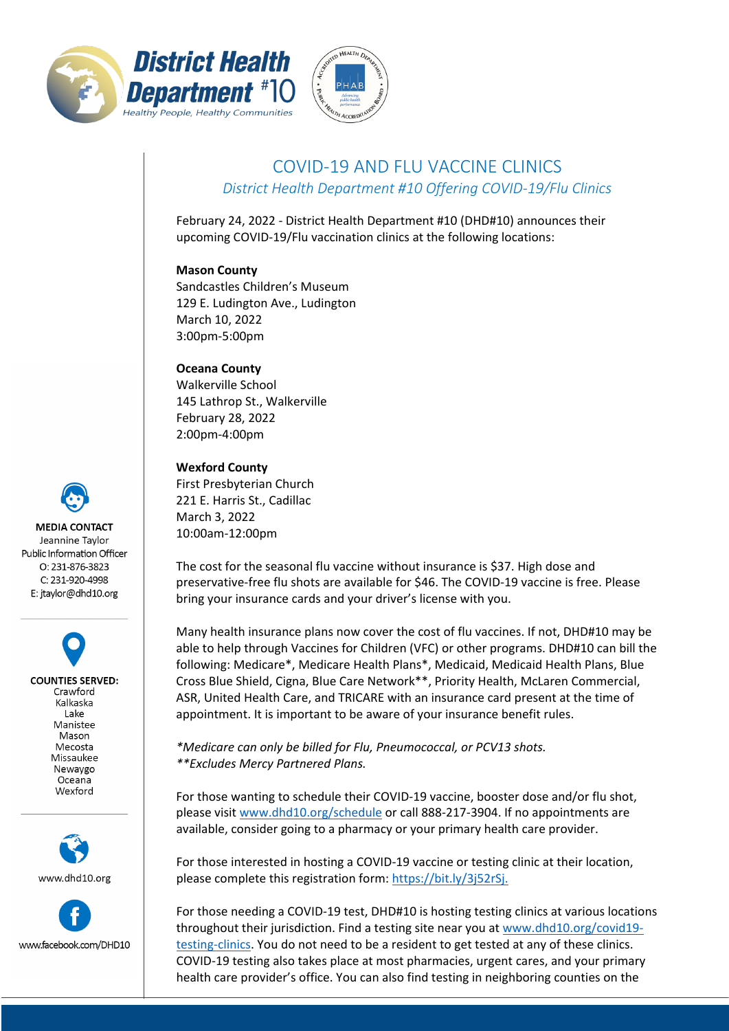District Health Department #10

*Healthy People, Healthy Communities*

# COVID-19 AND FLU VACCINE CLINICS

*District Health Department #10 Offering COVID-19/Flu Clinics*

February 24, 2022 - District Health Department #10 (DHD#10) announces their upcoming COVID-19/Flu vaccination clinics at the following locations:

**Mason County**
Sandcastles Children's Museum
129 E. Ludington Ave., Ludington
March 10, 2022
3:00pm-5:00pm

**Oceana County**
Walkerville School
145 Lathrop St., Walkerville
February 28, 2022
2:00pm-4:00pm

**Wexford County**
First Presbyterian Church
221 E. Harris St., Cadillac
March 3, 2022
10:00am-12:00pm

The cost for the seasonal flu vaccine without insurance is $37. High dose and preservative-free flu shots are available for $46. The COVID-19 vaccine is free. Please bring your insurance cards and your driver's license with you.

Many health insurance plans now cover the cost of flu vaccines. If not, DHD#10 may be able to help through Vaccines for Children (VFC) or other programs. DHD#10 can bill the following: Medicare*, Medicare Health Plans*, Medicaid, Medicaid Health Plans, Blue Cross Blue Shield, Cigna, Blue Care Network**, Priority Health, McLaren Commercial, ASR, United Health Care, and TRICARE with an insurance card present at the time of appointment. It is important to be aware of your insurance benefit rules.

*\*Medicare can only be billed for Flu, Pneumococcal, or PCV13 shots.*
*\*\*Excludes Mercy Partnered Plans.*

For those wanting to schedule their COVID-19 vaccine, booster dose and/or flu shot, please visit www.dhd10.org/schedule or call 888-217-3904. If no appointments are available, consider going to a pharmacy or your primary health care provider.

For those interested in hosting a COVID-19 vaccine or testing clinic at their location, please complete this registration form: https://bit.ly/3j52rSj.

For those needing a COVID-19 test, DHD#10 is hosting testing clinics at various locations throughout their jurisdiction. Find a testing site near you at www.dhd10.org/covid19-testing-clinics. You do not need to be a resident to get tested at any of these clinics. COVID-19 testing also takes place at most pharmacies, urgent cares, and your primary health care provider's office. You can also find testing in neighboring counties on the

**MEDIA CONTACT**
Jeannine Taylor
Public Information Officer
O: 231-876-3823
C: 231-920-4998
E: jtaylor@dhd10.org

**COUNTIES SERVED:**
Crawford
Kalkaska
Lake
Manistee
Mason
Mecosta
Missaukee
Newaygo
Oceana
Wexford

www.dhd10.org

www.facebook.com/DHD10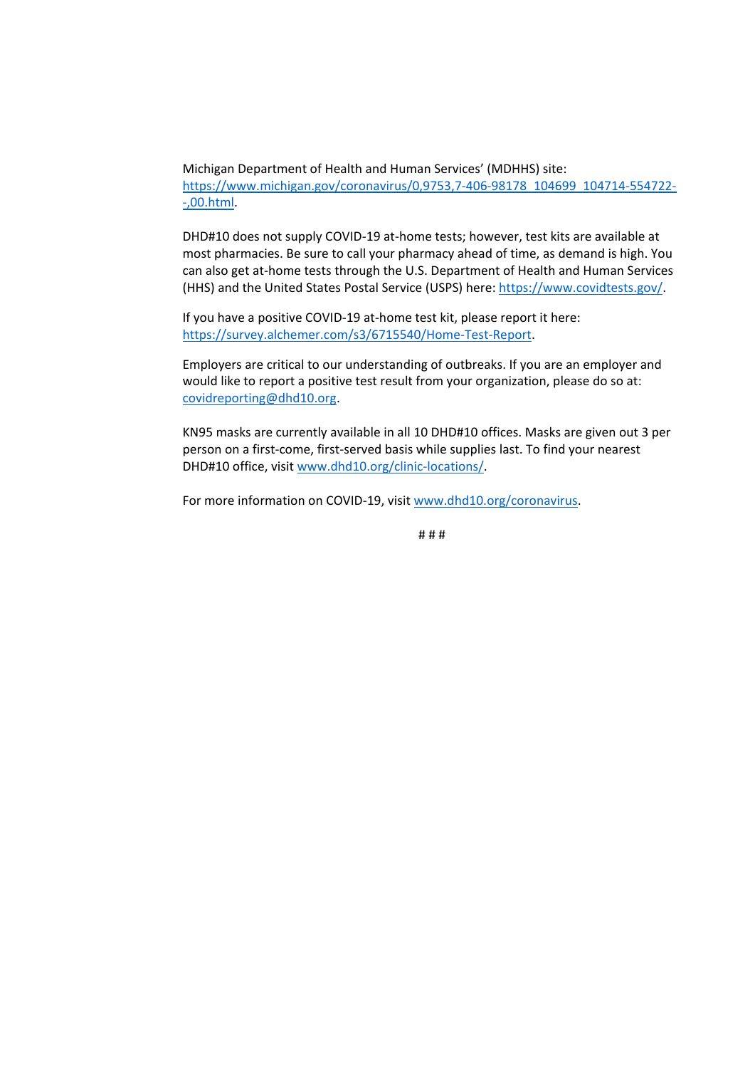Michigan Department of Health and Human Services' (MDHHS) site: https://www.michigan.gov/coronavirus/0,9753,7-406-98178_104699_104714-554722--,00.html.

DHD#10 does not supply COVID-19 at-home tests; however, test kits are available at most pharmacies. Be sure to call your pharmacy ahead of time, as demand is high. You can also get at-home tests through the U.S. Department of Health and Human Services (HHS) and the United States Postal Service (USPS) here: https://www.covidtests.gov/.

If you have a positive COVID-19 at-home test kit, please report it here: https://survey.alchemer.com/s3/6715540/Home-Test-Report.

Employers are critical to our understanding of outbreaks. If you are an employer and would like to report a positive test result from your organization, please do so at: covidreporting@dhd10.org.

KN95 masks are currently available in all 10 DHD#10 offices. Masks are given out 3 per person on a first-come, first-served basis while supplies last. To find your nearest DHD#10 office, visit www.dhd10.org/clinic-locations/.

For more information on COVID-19, visit www.dhd10.org/coronavirus.

# # #